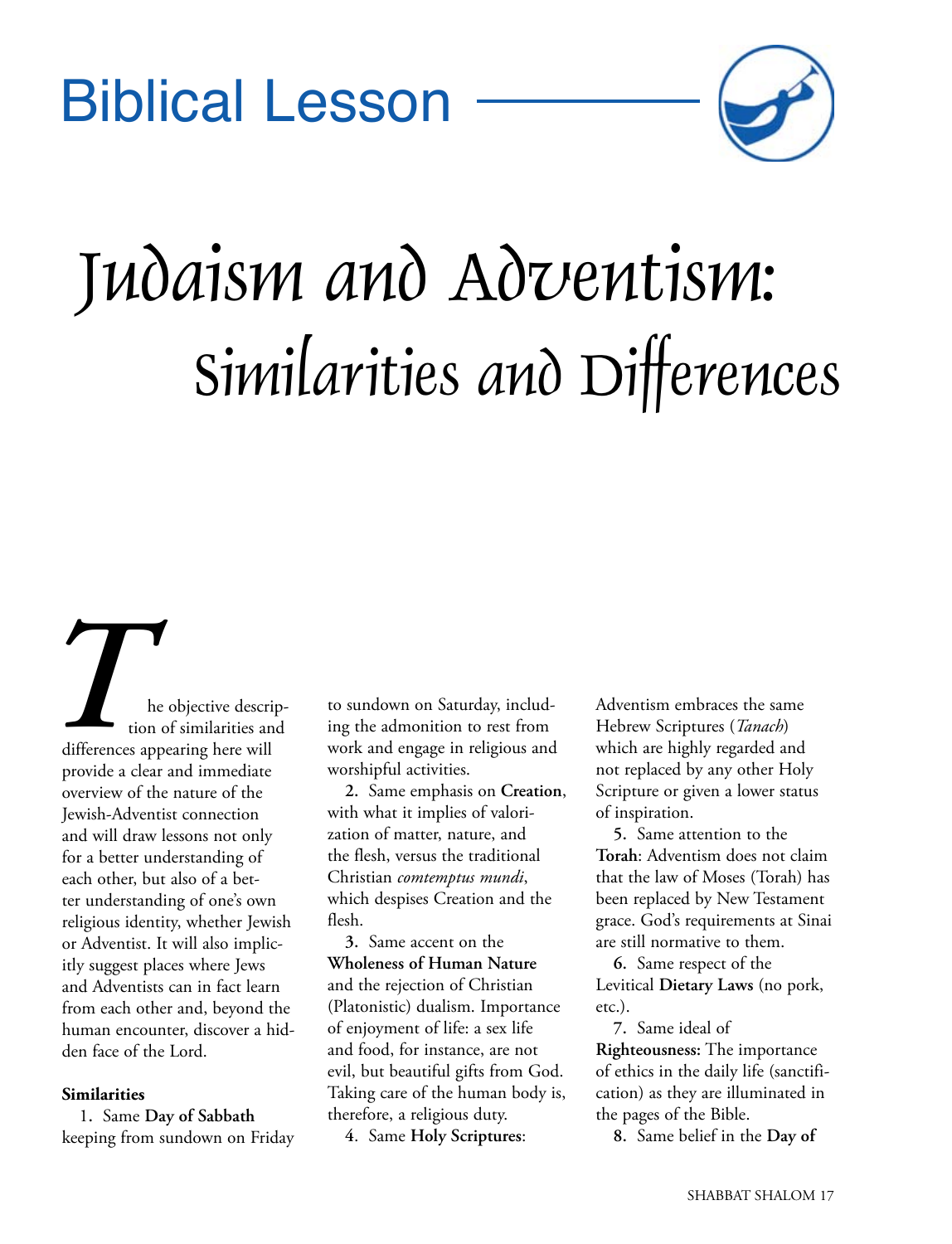Biblical Lesson

# Judaism and Adventism: Similarities and Differences

The objective description of similarities and differences appearing here will provide a clear and immediate overview of the nature of the Jewish-Adventist connection and will draw lessons not only for a better understanding of each other, but also of a better understanding of one's own religious identity, whether Jewish or Adventist. It will also implicitly suggest places where Jews and Adventists can in fact learn from each other and, beyond the human encounter, discover a hidden face of the Lord.

**Similarities**

1. Same **Day of Sabbath** keeping from sundown on Friday to sundown on Saturday, including the admonition to rest from work and engage in religious and worshipful activities.

2. Same emphasis on **Creation**, with what it implies of valorization of matter, nature, and the flesh, versus the traditional Christian *comtemptus mundi*, which despises Creation and the flesh.

3. Same accent on the **Wholeness of Human Nature** and the rejection of Christian (Platonistic) dualism. Importance of enjoyment of life: a sex life and food, for instance, are not evil, but beautiful gifts from God. Taking care of the human body is, therefore, a religious duty.

4. Same **Holy Scriptures**: Adventism embraces the same Hebrew Scriptures (*Tanach*) which are highly regarded and not replaced by any other Holy Scripture or given a lower status of inspiration.

5. Same attention to the **Torah**: Adventism does not claim that the law of Moses (Torah) has been replaced by New Testament grace. God's requirements at Sinai are still normative to them.

6. Same respect of the Levitical **Dietary Laws** (no pork, etc.).

7. Same ideal of **Righteousness:** The importance of ethics in the daily life (sanctification) as they are illuminated in the pages of the Bible.

8. Same belief in the **Day of**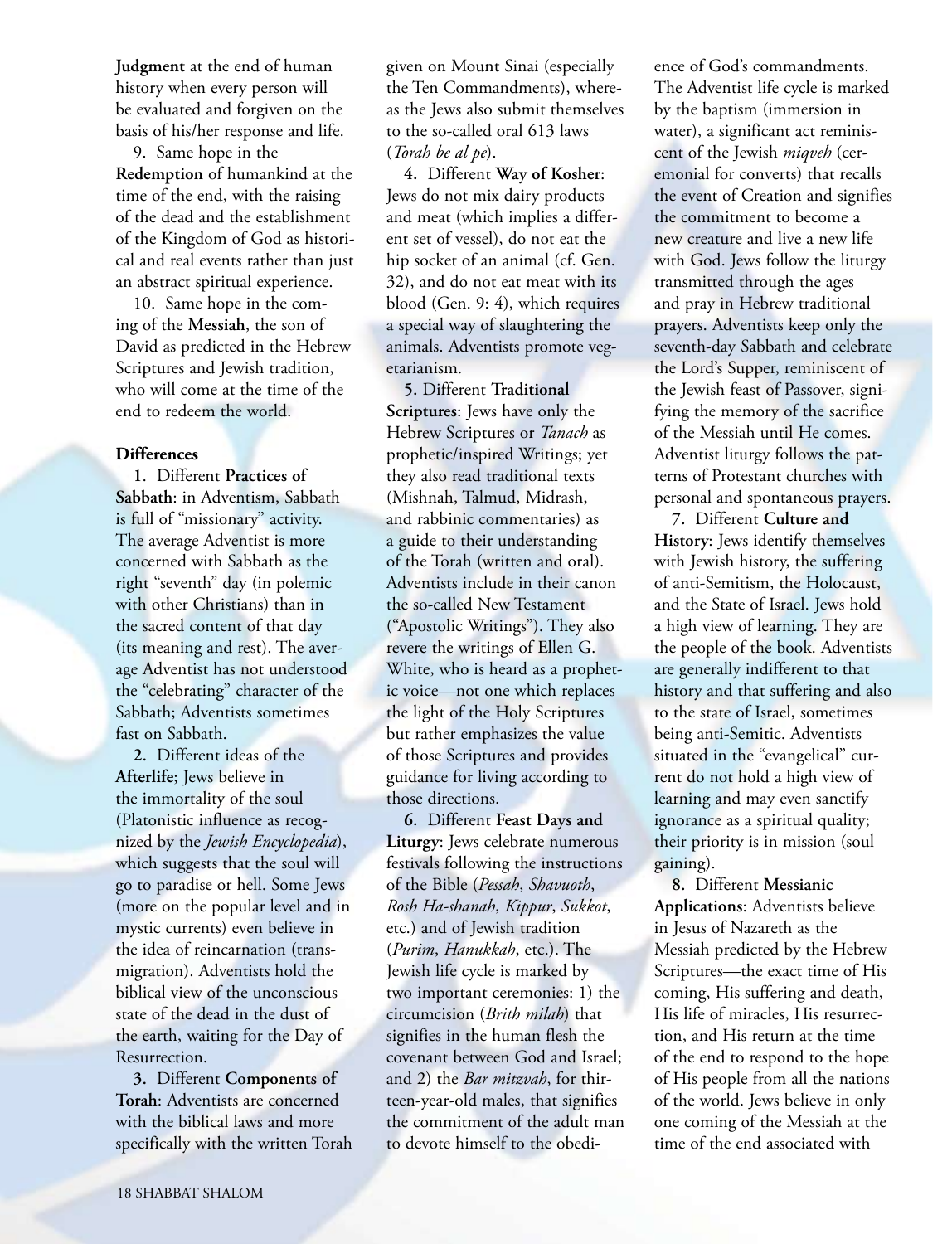**Judgment** at the end of human history when every person will be evaluated and forgiven on the basis of his/her response and life.

9. Same hope in the **Redemption** of humankind at the time of the end, with the raising of the dead and the establishment of the Kingdom of God as historical and real events rather than just an abstract spiritual experience.

10. Same hope in the coming of the **Messiah**, the son of David as predicted in the Hebrew Scriptures and Jewish tradition, who will come at the time of the end to redeem the world.

**Differences**

**1**. Different **Practices of Sabbath**: in Adventism, Sabbath is full of "missionary" activity. The average Adventist is more concerned with Sabbath as the right "seventh" day (in polemic with other Christians) than in the sacred content of that day (its meaning and rest). The average Adventist has not understood the "celebrating" character of the Sabbath; Adventists sometimes fast on Sabbath.

**2.** Different ideas of the **Afterlife**; Jews believe in the immortality of the soul (Platonistic influence as recognized by the *Jewish Encyclopedia*), which suggests that the soul will go to paradise or hell. Some Jews (more on the popular level and in mystic currents) even believe in the idea of reincarnation (transmigration). Adventists hold the biblical view of the unconscious state of the dead in the dust of the earth, waiting for the Day of Resurrection.

**3.** Different **Components of Torah**: Adventists are concerned with the biblical laws and more specifically with the written Torah given on Mount Sinai (especially the Ten Commandments), whereas the Jews also submit themselves to the so-called oral 613 laws (*Torah be al pe*).

**4.** Different **Way of Kosher**: Jews do not mix dairy products and meat (which implies a different set of vessel), do not eat the hip socket of an animal (cf. Gen. 32), and do not eat meat with its blood (Gen. 9: 4), which requires a special way of slaughtering the animals. Adventists promote vegetarianism.

**5.** Different **Traditional Scriptures**: Jews have only the Hebrew Scriptures or *Tanach* as prophetic/inspired Writings; yet they also read traditional texts (Mishnah, Talmud, Midrash, and rabbinic commentaries) as a guide to their understanding of the Torah (written and oral). Adventists include in their canon the so-called New Testament ("Apostolic Writings"). They also revere the writings of Ellen G. White, who is heard as a prophetic voice—not one which replaces the light of the Holy Scriptures but rather emphasizes the value of those Scriptures and provides guidance for living according to those directions.

**6.** Different **Feast Days and Liturgy**: Jews celebrate numerous festivals following the instructions of the Bible (*Pessah*, *Shavuoth*, *Rosh Ha-shanah*, *Kippur*, *Sukkot*, etc.) and of Jewish tradition (*Purim*, *Hanukkah*, etc.). The Jewish life cycle is marked by two important ceremonies: 1) the circumcision (*Brith milah*) that signifies in the human flesh the covenant between God and Israel; and 2) the *Bar mitzvah*, for thirteen-year-old males, that signifies the commitment of the adult man to devote himself to the obedience of God's commandments. The Adventist life cycle is marked by the baptism (immersion in water), a significant act reminiscent of the Jewish *miqveh* (ceremonial for converts) that recalls the event of Creation and signifies the commitment to become a new creature and live a new life with God. Jews follow the liturgy transmitted through the ages and pray in Hebrew traditional prayers. Adventists keep only the seventh-day Sabbath and celebrate the Lord's Supper, reminiscent of the Jewish feast of Passover, signifying the memory of the sacrifice of the Messiah until He comes. Adventist liturgy follows the patterns of Protestant churches with personal and spontaneous prayers.

**7.** Different **Culture and History**: Jews identify themselves with Jewish history, the suffering of anti-Semitism, the Holocaust, and the State of Israel. Jews hold a high view of learning. They are the people of the book. Adventists are generally indifferent to that history and that suffering and also to the state of Israel, sometimes being anti-Semitic. Adventists situated in the "evangelical" current do not hold a high view of learning and may even sanctify ignorance as a spiritual quality; their priority is in mission (soul gaining).

**8.** Different **Messianic Applications**: Adventists believe in Jesus of Nazareth as the Messiah predicted by the Hebrew Scriptures—the exact time of His coming, His suffering and death, His life of miracles, His resurrection, and His return at the time of the end to respond to the hope of His people from all the nations of the world. Jews believe in only one coming of the Messiah at the time of the end associated with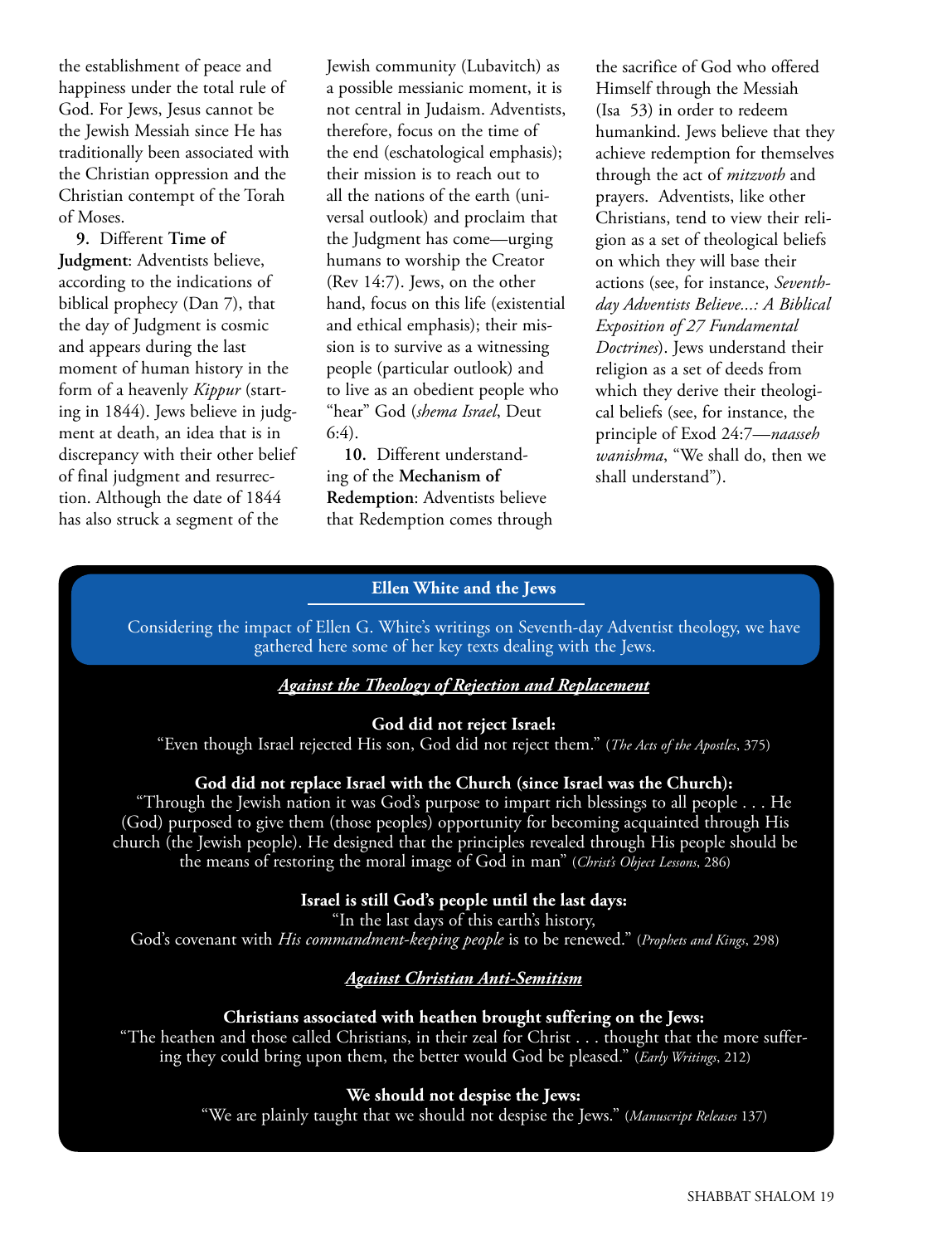the establishment of peace and happiness under the total rule of God. For Jews, Jesus cannot be the Jewish Messiah since He has traditionally been associated with the Christian oppression and the Christian contempt of the Torah of Moses.

**9.** Different **Time of Judgment**: Adventists believe, according to the indications of biblical prophecy (Dan 7), that the day of Judgment is cosmic and appears during the last moment of human history in the form of a heavenly *Kippur* (starting in 1844). Jews believe in judgment at death, an idea that is in discrepancy with their other belief of final judgment and resurrection. Although the date of 1844 has also struck a segment of the Jewish community (Lubavitch) as a possible messianic moment, it is not central in Judaism. Adventists, therefore, focus on the time of the end (eschatological emphasis); their mission is to reach out to all the nations of the earth (universal outlook) and proclaim that the Judgment has come—urging humans to worship the Creator (Rev 14:7). Jews, on the other hand, focus on this life (existential and ethical emphasis); their mission is to survive as a witnessing people (particular outlook) and to live as an obedient people who "hear" God (*shema Israel*, Deut 6:4).

**10.** Different understanding of the **Mechanism of Redemption**: Adventists believe that Redemption comes through the sacrifice of God who offered Himself through the Messiah (Isa 53) in order to redeem humankind. Jews believe that they achieve redemption for themselves through the act of *mitzvoth* and prayers. Adventists, like other Christians, tend to view their religion as a set of theological beliefs on which they will base their actions (see, for instance, *Seventh-day Adventists Believe...: A Biblical Exposition of 27 Fundamental Doctrines*). Jews understand their religion as a set of deeds from which they derive their theological beliefs (see, for instance, the principle of Exod 24:7—*naasseh wanishma*, "We shall do, then we shall understand").

## Ellen White and the Jews

Considering the impact of Ellen G. White's writings on Seventh-day Adventist theology, we have gathered here some of her key texts dealing with the Jews.

### *Against the Theology of Rejection and Replacement*

**God did not reject Israel:**
"Even though Israel rejected His son, God did not reject them." (*The Acts of the Apostles*, 375)

**God did not replace Israel with the Church (since Israel was the Church):**
"Through the Jewish nation it was God's purpose to impart rich blessings to all people . . . He (God) purposed to give them (those peoples) opportunity for becoming acquainted through His church (the Jewish people). He designed that the principles revealed through His people should be the means of restoring the moral image of God in man" (*Christ's Object Lessons*, 286)

**Israel is still God's people until the last days:**
"In the last days of this earth's history, God's covenant with *His commandment-keeping people* is to be renewed." (*Prophets and Kings*, 298)

### *Against Christian Anti-Semitism*

**Christians associated with heathen brought suffering on the Jews:**
"The heathen and those called Christians, in their zeal for Christ . . . thought that the more suffering they could bring upon them, the better would God be pleased." (*Early Writings*, 212)

**We should not despise the Jews:**
"We are plainly taught that we should not despise the Jews." (*Manuscript Releases* 137)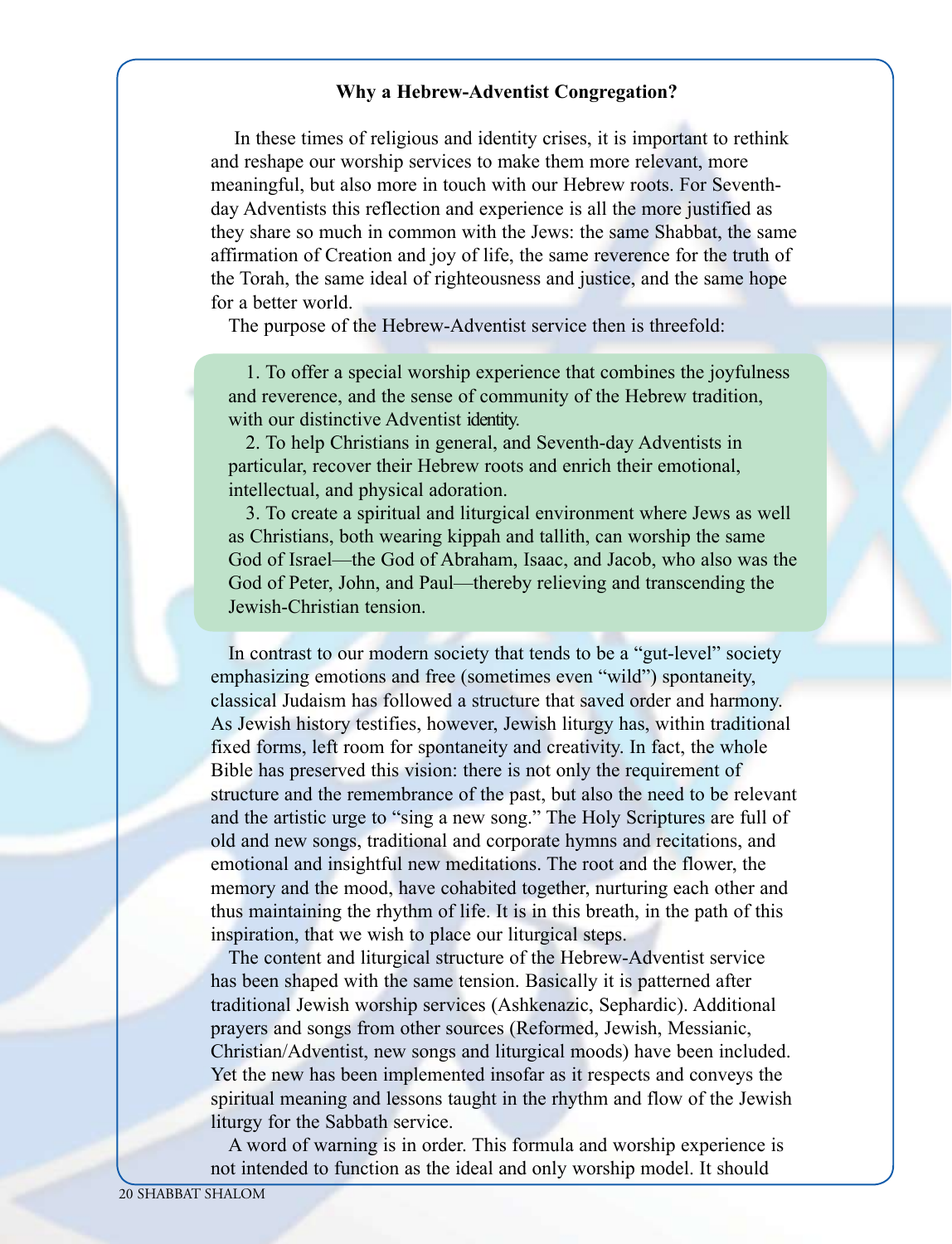### Why a Hebrew-Adventist Congregation?

In these times of religious and identity crises, it is important to rethink and reshape our worship services to make them more relevant, more meaningful, but also more in touch with our Hebrew roots. For Seventh-day Adventists this reflection and experience is all the more justified as they share so much in common with the Jews: the same Shabbat, the same affirmation of Creation and joy of life, the same reverence for the truth of the Torah, the same ideal of righteousness and justice, and the same hope for a better world.

The purpose of the Hebrew-Adventist service then is threefold:

1. To offer a special worship experience that combines the joyfulness and reverence, and the sense of community of the Hebrew tradition, with our distinctive Adventist identity.
2. To help Christians in general, and Seventh-day Adventists in particular, recover their Hebrew roots and enrich their emotional, intellectual, and physical adoration.
3. To create a spiritual and liturgical environment where Jews as well as Christians, both wearing kippah and tallith, can worship the same God of Israel—the God of Abraham, Isaac, and Jacob, who also was the God of Peter, John, and Paul—thereby relieving and transcending the Jewish-Christian tension.

In contrast to our modern society that tends to be a "gut-level" society emphasizing emotions and free (sometimes even "wild") spontaneity, classical Judaism has followed a structure that saved order and harmony. As Jewish history testifies, however, Jewish liturgy has, within traditional fixed forms, left room for spontaneity and creativity. In fact, the whole Bible has preserved this vision: there is not only the requirement of structure and the remembrance of the past, but also the need to be relevant and the artistic urge to "sing a new song." The Holy Scriptures are full of old and new songs, traditional and corporate hymns and recitations, and emotional and insightful new meditations. The root and the flower, the memory and the mood, have cohabited together, nurturing each other and thus maintaining the rhythm of life. It is in this breath, in the path of this inspiration, that we wish to place our liturgical steps.

The content and liturgical structure of the Hebrew-Adventist service has been shaped with the same tension. Basically it is patterned after traditional Jewish worship services (Ashkenazic, Sephardic). Additional prayers and songs from other sources (Reformed, Jewish, Messianic, Christian/Adventist, new songs and liturgical moods) have been included. Yet the new has been implemented insofar as it respects and conveys the spiritual meaning and lessons taught in the rhythm and flow of the Jewish liturgy for the Sabbath service.

A word of warning is in order. This formula and worship experience is not intended to function as the ideal and only worship model. It should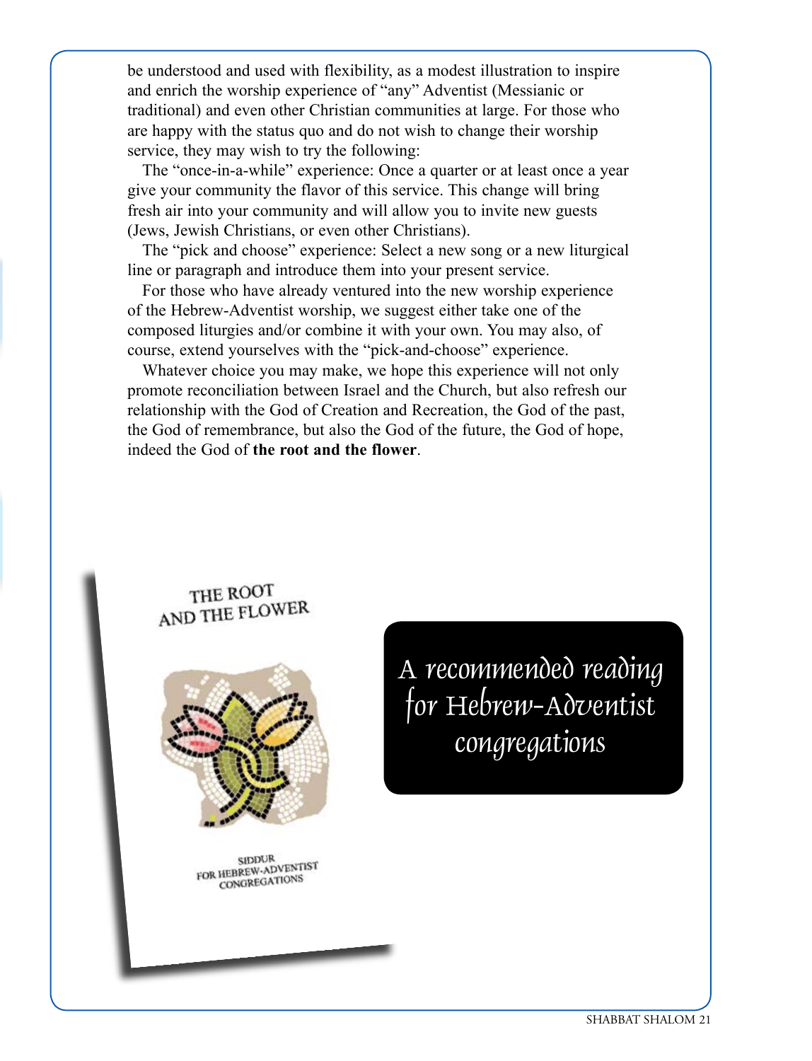be understood and used with flexibility, as a modest illustration to inspire and enrich the worship experience of “any” Adventist (Messianic or traditional) and even other Christian communities at large. For those who are happy with the status quo and do not wish to change their worship service, they may wish to try the following:

The “once-in-a-while” experience: Once a quarter or at least once a year give your community the flavor of this service. This change will bring fresh air into your community and will allow you to invite new guests (Jews, Jewish Christians, or even other Christians).

The “pick and choose” experience: Select a new song or a new liturgical line or paragraph and introduce them into your present service.

For those who have already ventured into the new worship experience of the Hebrew-Adventist worship, we suggest either take one of the composed liturgies and/or combine it with your own. You may also, of course, extend yourselves with the “pick-and-choose” experience.

Whatever choice you may make, we hope this experience will not only promote reconciliation between Israel and the Church, but also refresh our relationship with the God of Creation and Recreation, the God of the past, the God of remembrance, but also the God of the future, the God of hope, indeed the God of **the root and the flower**.

THE ROOT
AND THE FLOWER

SIDDUR
FOR HEBREW-ADVENTIST
CONGREGATIONS

*A recommended reading for Hebrew-Adventist congregations*